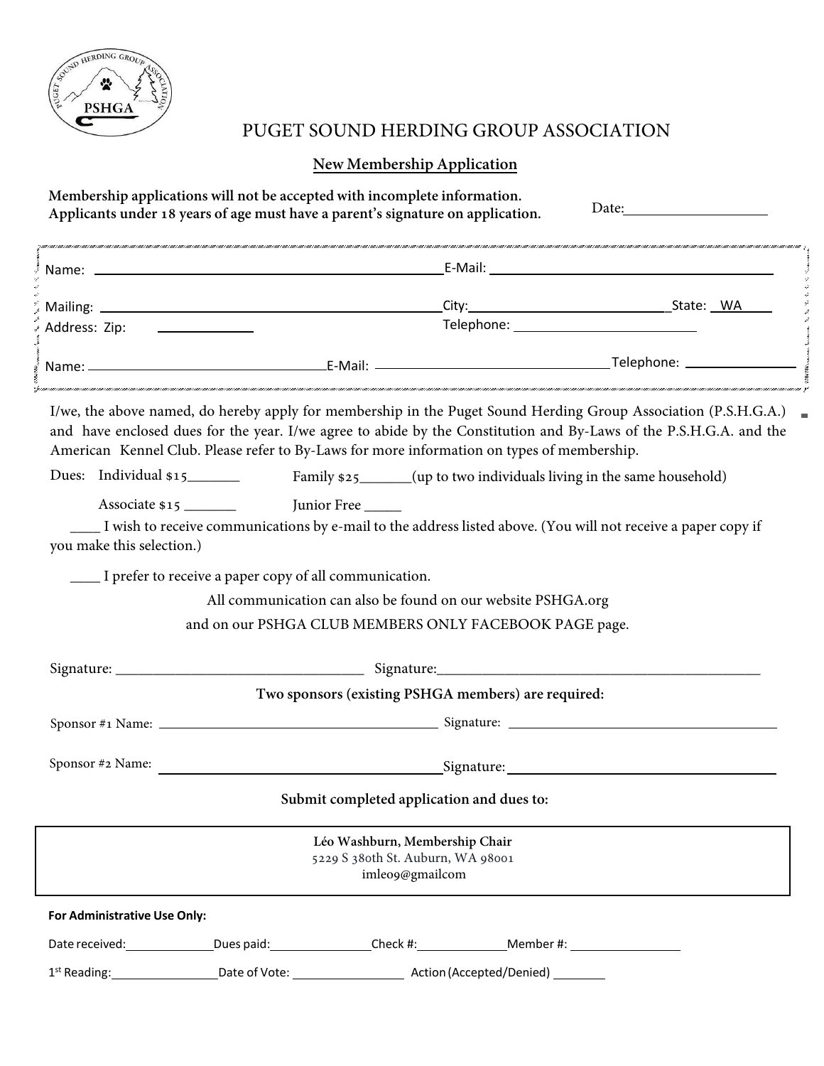# PUGET SOUND HERDING GROUP ASSOCIATION

## New Membership Application

**Membership applications will not be accepted with incomplete information.**
**Applicants under 18 years of age must have a parent's signature on application.**

Date: ____________________

Name: ____________________ E-Mail: ____________________

Mailing Address: ____________________ City: ____________________ State: WA

Zip: ____________ Telephone: ____________________

Name: ____________________ E-Mail: ____________________ Telephone: ____________

I/we, the above named, do hereby apply for membership in the Puget Sound Herding Group Association (P.S.H.G.A.) and have enclosed dues for the year. I/we agree to abide by the Constitution and By-Laws of the P.S.H.G.A. and the American Kennel Club. Please refer to By-Laws for more information on types of membership.

Dues: Individual $15_______ Family $25_______(up to two individuals living in the same household)

Associate $15 _______ Junior Free _____

____ I wish to receive communications by e-mail to the address listed above. (You will not receive a paper copy if you make this selection.)

____ I prefer to receive a paper copy of all communication.

All communication can also be found on our website PSHGA.org
and on our PSHGA CLUB MEMBERS ONLY FACEBOOK PAGE page.

Signature: ________________________ Signature: ________________________

**Two sponsors (existing PSHGA members) are required:**

Sponsor #1 Name: ____________________ Signature: ____________________

Sponsor #2 Name: ____________________ Signature: ____________________

**Submit completed application and dues to:**

**Léo Washburn, Membership Chair**
5229 S 380th St. Auburn, WA 98001
imleo9@gmailcom

**For Administrative Use Only:**

Date received: __________ Dues paid: __________ Check #: __________ Member #: __________

1st Reading: __________ Date of Vote: __________ Action (Accepted/Denied) ________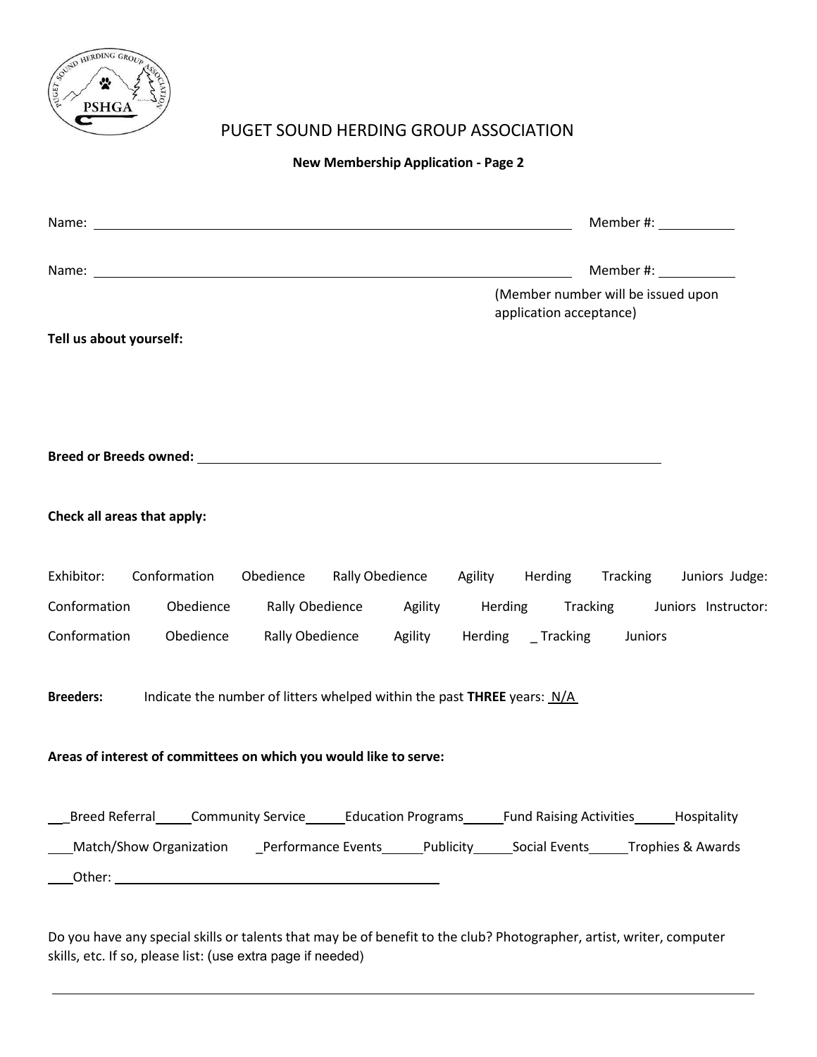# PUGET SOUND HERDING GROUP ASSOCIATION

**New Membership Application - Page 2**

Name: ______________________________________________ Member #: __________

Name: ______________________________________________ Member #: __________

(Member number will be issued upon application acceptance)

**Tell us about yourself:**

**Breed or Breeds owned:** ______________________________________________

**Check all areas that apply:**

Exhibitor: Conformation Obedience Rally Obedience Agility Herding Tracking Juniors Judge: Conformation Obedience Rally Obedience Agility Herding Tracking Juniors Instructor: Conformation Obedience Rally Obedience Agility Herding _ Tracking Juniors

**Breeders:** Indicate the number of litters whelped within the past **THREE** years: N/A

**Areas of interest of committees on which you would like to serve:**

___Breed Referral_____Community Service_____Education Programs_____Fund Raising Activities_____Hospitality

___Match/Show Organization _Performance Events_____Publicity_____Social Events_____Trophies & Awards

___Other: ______________________________

Do you have any special skills or talents that may be of benefit to the club? Photographer, artist, writer, computer skills, etc. If so, please list: (use extra page if needed)

______________________________________________________________________________